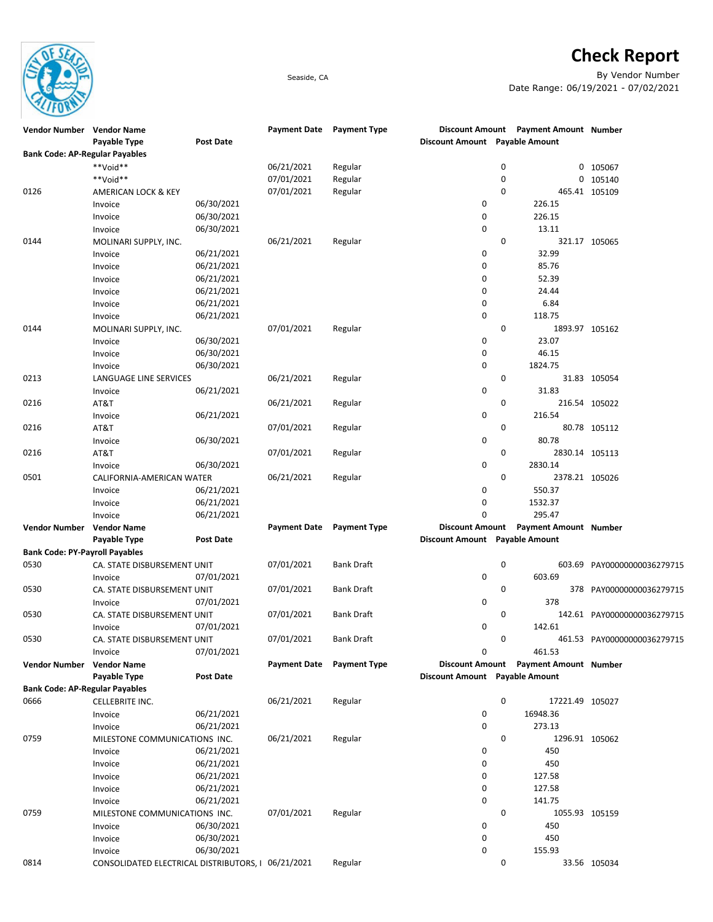# Check Report

Seaside, CA

By Vendor Number

Date Range: 06/19/2021 - 07/02/2021

| Vendor Number | Vendor Name | Post Date | Payment Date | Payment Type | Discount Amount | Payment Amount | Number |
|---|---|---|---|---|---|---|---|
| | Payable Type | Post Date | | | Discount Amount | Payable Amount | |
| **Bank Code: AP-Regular Payables** | | | | | | | |
| | **Void** | | 06/21/2021 | Regular | 0 | 0 | 105067 |
| | **Void** | | 07/01/2021 | Regular | 0 | 0 | 105140 |
| 0126 | AMERICAN LOCK & KEY | | 07/01/2021 | Regular | 0 | 465.41 | 105109 |
| | Invoice | 06/30/2021 | | | 0 | 226.15 | |
| | Invoice | 06/30/2021 | | | 0 | 226.15 | |
| | Invoice | 06/30/2021 | | | 0 | 13.11 | |
| 0144 | MOLINARI SUPPLY, INC. | | 06/21/2021 | Regular | 0 | 321.17 | 105065 |
| | Invoice | 06/21/2021 | | | 0 | 32.99 | |
| | Invoice | 06/21/2021 | | | 0 | 85.76 | |
| | Invoice | 06/21/2021 | | | 0 | 52.39 | |
| | Invoice | 06/21/2021 | | | 0 | 24.44 | |
| | Invoice | 06/21/2021 | | | 0 | 6.84 | |
| | Invoice | 06/21/2021 | | | 0 | 118.75 | |
| 0144 | MOLINARI SUPPLY, INC. | | 07/01/2021 | Regular | 0 | 1893.97 | 105162 |
| | Invoice | 06/30/2021 | | | 0 | 23.07 | |
| | Invoice | 06/30/2021 | | | 0 | 46.15 | |
| | Invoice | 06/30/2021 | | | 0 | 1824.75 | |
| 0213 | LANGUAGE LINE SERVICES | | 06/21/2021 | Regular | 0 | 31.83 | 105054 |
| | Invoice | 06/21/2021 | | | 0 | 31.83 | |
| 0216 | AT&T | | 06/21/2021 | Regular | 0 | 216.54 | 105022 |
| | Invoice | 06/21/2021 | | | 0 | 216.54 | |
| 0216 | AT&T | | 07/01/2021 | Regular | 0 | 80.78 | 105112 |
| | Invoice | 06/30/2021 | | | 0 | 80.78 | |
| 0216 | AT&T | | 07/01/2021 | Regular | 0 | 2830.14 | 105113 |
| | Invoice | 06/30/2021 | | | 0 | 2830.14 | |
| 0501 | CALIFORNIA-AMERICAN WATER | | 06/21/2021 | Regular | 0 | 2378.21 | 105026 |
| | Invoice | 06/21/2021 | | | 0 | 550.37 | |
| | Invoice | 06/21/2021 | | | 0 | 1532.37 | |
| | Invoice | 06/21/2021 | | | 0 | 295.47 | |
| **Bank Code: PY-Payroll Payables** | | | | | | | |
| 0530 | CA. STATE DISBURSEMENT UNIT | | 07/01/2021 | Bank Draft | 0 | 603.69 | PAY00000000036279715 |
| | Invoice | 07/01/2021 | | | 0 | 603.69 | |
| 0530 | CA. STATE DISBURSEMENT UNIT | | 07/01/2021 | Bank Draft | 0 | 378 | PAY00000000036279715 |
| | Invoice | 07/01/2021 | | | 0 | 378 | |
| 0530 | CA. STATE DISBURSEMENT UNIT | | 07/01/2021 | Bank Draft | 0 | 142.61 | PAY00000000036279715 |
| | Invoice | 07/01/2021 | | | 0 | 142.61 | |
| 0530 | CA. STATE DISBURSEMENT UNIT | | 07/01/2021 | Bank Draft | 0 | 461.53 | PAY00000000036279715 |
| | Invoice | 07/01/2021 | | | 0 | 461.53 | |
| **Bank Code: AP-Regular Payables** | | | | | | | |
| 0666 | CELLEBRITE INC. | | 06/21/2021 | Regular | 0 | 17221.49 | 105027 |
| | Invoice | 06/21/2021 | | | 0 | 16948.36 | |
| | Invoice | 06/21/2021 | | | 0 | 273.13 | |
| 0759 | MILESTONE COMMUNICATIONS INC. | | 06/21/2021 | Regular | 0 | 1296.91 | 105062 |
| | Invoice | 06/21/2021 | | | 0 | 450 | |
| | Invoice | 06/21/2021 | | | 0 | 450 | |
| | Invoice | 06/21/2021 | | | 0 | 127.58 | |
| | Invoice | 06/21/2021 | | | 0 | 127.58 | |
| | Invoice | 06/21/2021 | | | 0 | 141.75 | |
| 0759 | MILESTONE COMMUNICATIONS INC. | | 07/01/2021 | Regular | 0 | 1055.93 | 105159 |
| | Invoice | 06/30/2021 | | | 0 | 450 | |
| | Invoice | 06/30/2021 | | | 0 | 450 | |
| | Invoice | 06/30/2021 | | | 0 | 155.93 | |
| 0814 | CONSOLIDATED ELECTRICAL DISTRIBUTORS, I | | 06/21/2021 | Regular | 0 | 33.56 | 105034 |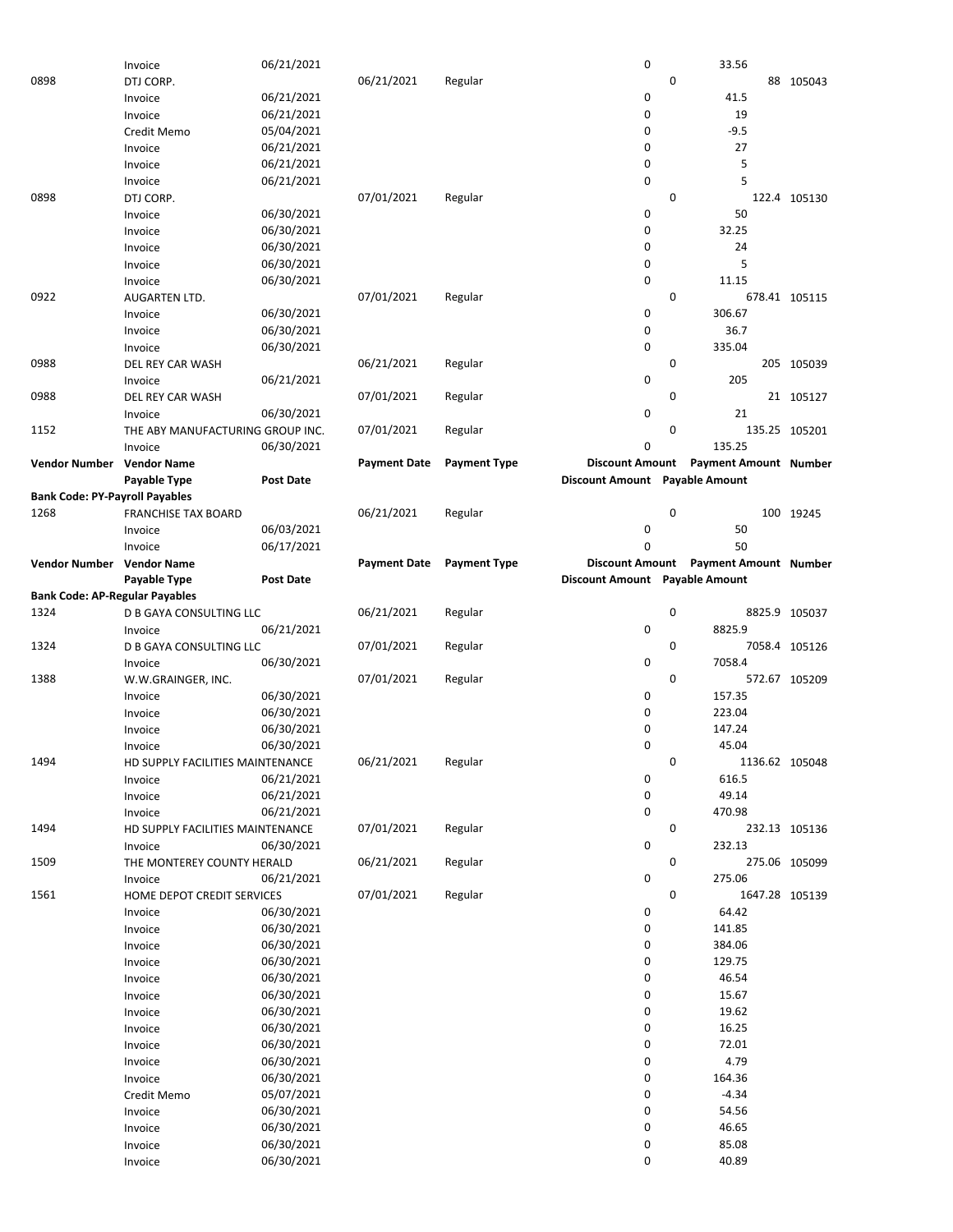| Vendor Number | Vendor Name | | Payment Date | Payment Type | Discount Amount | Payment Amount | Number |
|---|---|---|---|---|---|---|---|
| | Payable Type | Post Date | | | Discount Amount | Payable Amount | |
| | Invoice | 06/21/2021 | | | 0 | 33.56 | |
| 0898 | DTJ CORP. | | 06/21/2021 | Regular | 0 | 88 | 105043 |
| | Invoice | 06/21/2021 | | | 0 | 41.5 | |
| | Invoice | 06/21/2021 | | | 0 | 19 | |
| | Credit Memo | 05/04/2021 | | | 0 | -9.5 | |
| | Invoice | 06/21/2021 | | | 0 | 27 | |
| | Invoice | 06/21/2021 | | | 0 | 5 | |
| | Invoice | 06/21/2021 | | | 0 | 5 | |
| 0898 | DTJ CORP. | | 07/01/2021 | Regular | 0 | 122.4 | 105130 |
| | Invoice | 06/30/2021 | | | 0 | 50 | |
| | Invoice | 06/30/2021 | | | 0 | 32.25 | |
| | Invoice | 06/30/2021 | | | 0 | 24 | |
| | Invoice | 06/30/2021 | | | 0 | 5 | |
| | Invoice | 06/30/2021 | | | 0 | 11.15 | |
| 0922 | AUGARTEN LTD. | | 07/01/2021 | Regular | 0 | 678.41 | 105115 |
| | Invoice | 06/30/2021 | | | 0 | 306.67 | |
| | Invoice | 06/30/2021 | | | 0 | 36.7 | |
| | Invoice | 06/30/2021 | | | 0 | 335.04 | |
| 0988 | DEL REY CAR WASH | | 06/21/2021 | Regular | 0 | 205 | 105039 |
| | Invoice | 06/21/2021 | | | 0 | 205 | |
| 0988 | DEL REY CAR WASH | | 07/01/2021 | Regular | 0 | 21 | 105127 |
| | Invoice | 06/30/2021 | | | 0 | 21 | |
| 1152 | THE ABY MANUFACTURING GROUP INC. | | 07/01/2021 | Regular | 0 | 135.25 | 105201 |
| | Invoice | 06/30/2021 | | | 0 | 135.25 | |

| Vendor Number | Vendor Name | | Payment Date | Payment Type | Discount Amount | Payment Amount | Number |
|---|---|---|---|---|---|---|---|
| | Payable Type | Post Date | | | Discount Amount | Payable Amount | |
| **Bank Code: PY-Payroll Payables** | | | | | | | |
| 1268 | FRANCHISE TAX BOARD | | 06/21/2021 | Regular | 0 | 100 | 19245 |
| | Invoice | 06/03/2021 | | | 0 | 50 | |
| | Invoice | 06/17/2021 | | | 0 | 50 | |

| Vendor Number | Vendor Name | | Payment Date | Payment Type | Discount Amount | Payment Amount | Number |
|---|---|---|---|---|---|---|---|
| | Payable Type | Post Date | | | Discount Amount | Payable Amount | |
| **Bank Code: AP-Regular Payables** | | | | | | | |
| 1324 | D B GAYA CONSULTING LLC | | 06/21/2021 | Regular | 0 | 8825.9 | 105037 |
| | Invoice | 06/21/2021 | | | 0 | 8825.9 | |
| 1324 | D B GAYA CONSULTING LLC | | 07/01/2021 | Regular | 0 | 7058.4 | 105126 |
| | Invoice | 06/30/2021 | | | 0 | 7058.4 | |
| 1388 | W.W.GRAINGER, INC. | | 07/01/2021 | Regular | 0 | 572.67 | 105209 |
| | Invoice | 06/30/2021 | | | 0 | 157.35 | |
| | Invoice | 06/30/2021 | | | 0 | 223.04 | |
| | Invoice | 06/30/2021 | | | 0 | 147.24 | |
| | Invoice | 06/30/2021 | | | 0 | 45.04 | |
| 1494 | HD SUPPLY FACILITIES MAINTENANCE | | 06/21/2021 | Regular | 0 | 1136.62 | 105048 |
| | Invoice | 06/21/2021 | | | 0 | 616.5 | |
| | Invoice | 06/21/2021 | | | 0 | 49.14 | |
| | Invoice | 06/21/2021 | | | 0 | 470.98 | |
| 1494 | HD SUPPLY FACILITIES MAINTENANCE | | 07/01/2021 | Regular | 0 | 232.13 | 105136 |
| | Invoice | 06/30/2021 | | | 0 | 232.13 | |
| 1509 | THE MONTEREY COUNTY HERALD | | 06/21/2021 | Regular | 0 | 275.06 | 105099 |
| | Invoice | 06/21/2021 | | | 0 | 275.06 | |
| 1561 | HOME DEPOT CREDIT SERVICES | | 07/01/2021 | Regular | 0 | 1647.28 | 105139 |
| | Invoice | 06/30/2021 | | | 0 | 64.42 | |
| | Invoice | 06/30/2021 | | | 0 | 141.85 | |
| | Invoice | 06/30/2021 | | | 0 | 384.06 | |
| | Invoice | 06/30/2021 | | | 0 | 129.75 | |
| | Invoice | 06/30/2021 | | | 0 | 46.54 | |
| | Invoice | 06/30/2021 | | | 0 | 15.67 | |
| | Invoice | 06/30/2021 | | | 0 | 19.62 | |
| | Invoice | 06/30/2021 | | | 0 | 16.25 | |
| | Invoice | 06/30/2021 | | | 0 | 72.01 | |
| | Invoice | 06/30/2021 | | | 0 | 4.79 | |
| | Invoice | 06/30/2021 | | | 0 | 164.36 | |
| | Credit Memo | 05/07/2021 | | | 0 | -4.34 | |
| | Invoice | 06/30/2021 | | | 0 | 54.56 | |
| | Invoice | 06/30/2021 | | | 0 | 46.65 | |
| | Invoice | 06/30/2021 | | | 0 | 85.08 | |
| | Invoice | 06/30/2021 | | | 0 | 40.89 | |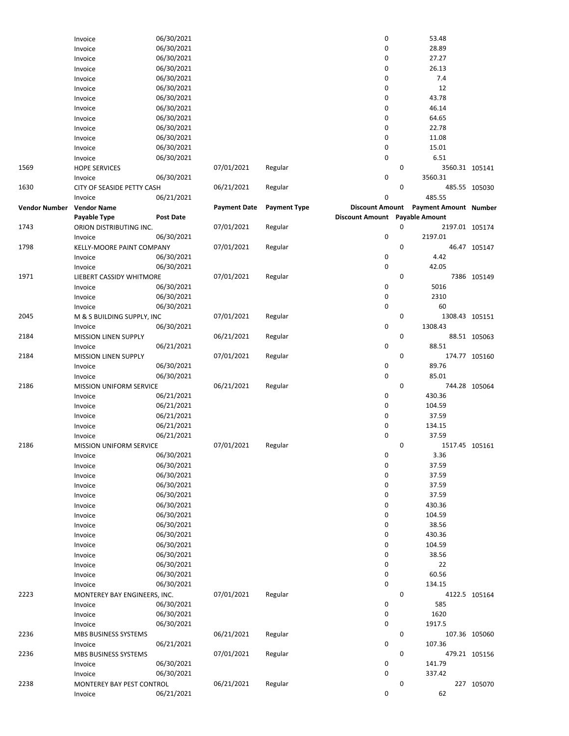| Vendor Number | Vendor Name | | Payment Date | Payment Type | Discount Amount | | Payment Amount | Number |
|---|---|---|---|---|---|---|---|---|
| | Payable Type | Post Date | | | Discount Amount | | Payable Amount | |
| | Invoice | 06/30/2021 | | | 0 | | 53.48 | |
| | Invoice | 06/30/2021 | | | 0 | | 28.89 | |
| | Invoice | 06/30/2021 | | | 0 | | 27.27 | |
| | Invoice | 06/30/2021 | | | 0 | | 26.13 | |
| | Invoice | 06/30/2021 | | | 0 | | 7.4 | |
| | Invoice | 06/30/2021 | | | 0 | | 12 | |
| | Invoice | 06/30/2021 | | | 0 | | 43.78 | |
| | Invoice | 06/30/2021 | | | 0 | | 46.14 | |
| | Invoice | 06/30/2021 | | | 0 | | 64.65 | |
| | Invoice | 06/30/2021 | | | 0 | | 22.78 | |
| | Invoice | 06/30/2021 | | | 0 | | 11.08 | |
| | Invoice | 06/30/2021 | | | 0 | | 15.01 | |
| | Invoice | 06/30/2021 | | | 0 | | 6.51 | |
| 1569 | HOPE SERVICES | | 07/01/2021 | Regular | | 0 | 3560.31 | 105141 |
| | Invoice | 06/30/2021 | | | 0 | | 3560.31 | |
| 1630 | CITY OF SEASIDE PETTY CASH | | 06/21/2021 | Regular | | 0 | 485.55 | 105030 |
| | Invoice | 06/21/2021 | | | 0 | | 485.55 | |
| 1743 | ORION DISTRIBUTING INC. | | 07/01/2021 | Regular | | 0 | 2197.01 | 105174 |
| | Invoice | 06/30/2021 | | | 0 | | 2197.01 | |
| 1798 | KELLY-MOORE PAINT COMPANY | | 07/01/2021 | Regular | | 0 | 46.47 | 105147 |
| | Invoice | 06/30/2021 | | | 0 | | 4.42 | |
| | Invoice | 06/30/2021 | | | 0 | | 42.05 | |
| 1971 | LIEBERT CASSIDY WHITMORE | | 07/01/2021 | Regular | | 0 | 7386 | 105149 |
| | Invoice | 06/30/2021 | | | 0 | | 5016 | |
| | Invoice | 06/30/2021 | | | 0 | | 2310 | |
| | Invoice | 06/30/2021 | | | 0 | | 60 | |
| 2045 | M & S BUILDING SUPPLY, INC | | 07/01/2021 | Regular | | 0 | 1308.43 | 105151 |
| | Invoice | 06/30/2021 | | | 0 | | 1308.43 | |
| 2184 | MISSION LINEN SUPPLY | | 06/21/2021 | Regular | | 0 | 88.51 | 105063 |
| | Invoice | 06/21/2021 | | | 0 | | 88.51 | |
| 2184 | MISSION LINEN SUPPLY | | 07/01/2021 | Regular | | 0 | 174.77 | 105160 |
| | Invoice | 06/30/2021 | | | 0 | | 89.76 | |
| | Invoice | 06/30/2021 | | | 0 | | 85.01 | |
| 2186 | MISSION UNIFORM SERVICE | | 06/21/2021 | Regular | | 0 | 744.28 | 105064 |
| | Invoice | 06/21/2021 | | | 0 | | 430.36 | |
| | Invoice | 06/21/2021 | | | 0 | | 104.59 | |
| | Invoice | 06/21/2021 | | | 0 | | 37.59 | |
| | Invoice | 06/21/2021 | | | 0 | | 134.15 | |
| | Invoice | 06/21/2021 | | | 0 | | 37.59 | |
| 2186 | MISSION UNIFORM SERVICE | | 07/01/2021 | Regular | | 0 | 1517.45 | 105161 |
| | Invoice | 06/30/2021 | | | 0 | | 3.36 | |
| | Invoice | 06/30/2021 | | | 0 | | 37.59 | |
| | Invoice | 06/30/2021 | | | 0 | | 37.59 | |
| | Invoice | 06/30/2021 | | | 0 | | 37.59 | |
| | Invoice | 06/30/2021 | | | 0 | | 37.59 | |
| | Invoice | 06/30/2021 | | | 0 | | 430.36 | |
| | Invoice | 06/30/2021 | | | 0 | | 104.59 | |
| | Invoice | 06/30/2021 | | | 0 | | 38.56 | |
| | Invoice | 06/30/2021 | | | 0 | | 430.36 | |
| | Invoice | 06/30/2021 | | | 0 | | 104.59 | |
| | Invoice | 06/30/2021 | | | 0 | | 38.56 | |
| | Invoice | 06/30/2021 | | | 0 | | 22 | |
| | Invoice | 06/30/2021 | | | 0 | | 60.56 | |
| | Invoice | 06/30/2021 | | | 0 | | 134.15 | |
| 2223 | MONTEREY BAY ENGINEERS, INC. | | 07/01/2021 | Regular | | 0 | 4122.5 | 105164 |
| | Invoice | 06/30/2021 | | | 0 | | 585 | |
| | Invoice | 06/30/2021 | | | 0 | | 1620 | |
| | Invoice | 06/30/2021 | | | 0 | | 1917.5 | |
| 2236 | MBS BUSINESS SYSTEMS | | 06/21/2021 | Regular | | 0 | 107.36 | 105060 |
| | Invoice | 06/21/2021 | | | 0 | | 107.36 | |
| 2236 | MBS BUSINESS SYSTEMS | | 07/01/2021 | Regular | | 0 | 479.21 | 105156 |
| | Invoice | 06/30/2021 | | | 0 | | 141.79 | |
| | Invoice | 06/30/2021 | | | 0 | | 337.42 | |
| 2238 | MONTEREY BAY PEST CONTROL | | 06/21/2021 | Regular | | 0 | 227 | 105070 |
| | Invoice | 06/21/2021 | | | 0 | | 62 | |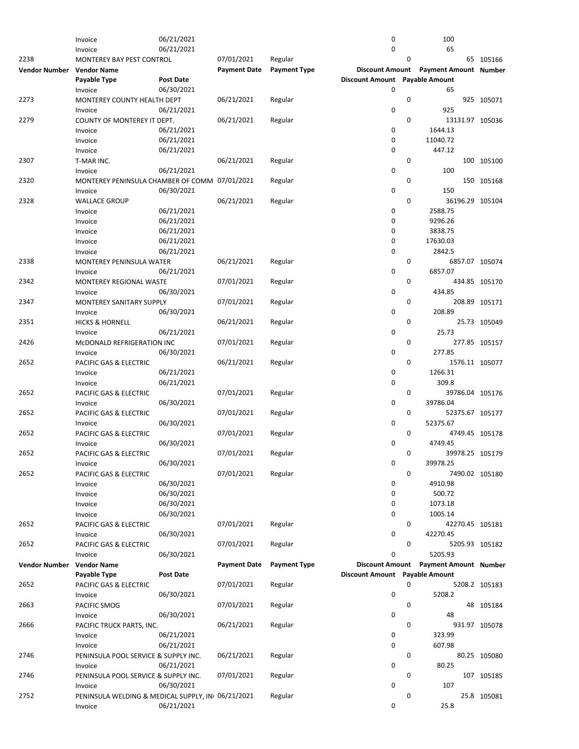| Vendor Number | Vendor Name | | Payment Date | Payment Type | Discount Amount | Payment Amount | Number |
|---|---|---|---|---|---|---|---|
| | Payable Type | Post Date | | | Discount Amount | Payable Amount | |
| | Invoice | 06/21/2021 | | | 0 | 100 | |
| | Invoice | 06/21/2021 | | | 0 | 65 | |
| 2238 | MONTEREY BAY PEST CONTROL | | 07/01/2021 | Regular | 0 | 65 | 105166 |
| | Invoice | 06/30/2021 | | | 0 | 65 | |
| 2273 | MONTEREY COUNTY HEALTH DEPT | | 06/21/2021 | Regular | 0 | 925 | 105071 |
| | Invoice | 06/21/2021 | | | 0 | 925 | |
| 2279 | COUNTY OF MONTEREY IT DEPT. | | 06/21/2021 | Regular | 0 | 13131.97 | 105036 |
| | Invoice | 06/21/2021 | | | 0 | 1644.13 | |
| | Invoice | 06/21/2021 | | | 0 | 11040.72 | |
| | Invoice | 06/21/2021 | | | 0 | 447.12 | |
| 2307 | T-MAR INC. | | 06/21/2021 | Regular | 0 | 100 | 105100 |
| | Invoice | 06/21/2021 | | | 0 | 100 | |
| 2320 | MONTEREY PENINSULA CHAMBER OF COMM | | 07/01/2021 | Regular | 0 | 150 | 105168 |
| | Invoice | 06/30/2021 | | | 0 | 150 | |
| 2328 | WALLACE GROUP | | 06/21/2021 | Regular | 0 | 36196.29 | 105104 |
| | Invoice | 06/21/2021 | | | 0 | 2588.75 | |
| | Invoice | 06/21/2021 | | | 0 | 9296.26 | |
| | Invoice | 06/21/2021 | | | 0 | 3838.75 | |
| | Invoice | 06/21/2021 | | | 0 | 17630.03 | |
| | Invoice | 06/21/2021 | | | 0 | 2842.5 | |
| 2338 | MONTEREY PENINSULA WATER | | 06/21/2021 | Regular | 0 | 6857.07 | 105074 |
| | Invoice | 06/21/2021 | | | 0 | 6857.07 | |
| 2342 | MONTEREY REGIONAL WASTE | | 07/01/2021 | Regular | 0 | 434.85 | 105170 |
| | Invoice | 06/30/2021 | | | 0 | 434.85 | |
| 2347 | MONTEREY SANITARY SUPPLY | | 07/01/2021 | Regular | 0 | 208.89 | 105171 |
| | Invoice | 06/30/2021 | | | 0 | 208.89 | |
| 2351 | HICKS & HORNELL | | 06/21/2021 | Regular | 0 | 25.73 | 105049 |
| | Invoice | 06/21/2021 | | | 0 | 25.73 | |
| 2426 | McDONALD REFRIGERATION INC | | 07/01/2021 | Regular | 0 | 277.85 | 105157 |
| | Invoice | 06/30/2021 | | | 0 | 277.85 | |
| 2652 | PACIFIC GAS & ELECTRIC | | 06/21/2021 | Regular | 0 | 1576.11 | 105077 |
| | Invoice | 06/21/2021 | | | 0 | 1266.31 | |
| | Invoice | 06/21/2021 | | | 0 | 309.8 | |
| 2652 | PACIFIC GAS & ELECTRIC | | 07/01/2021 | Regular | 0 | 39786.04 | 105176 |
| | Invoice | 06/30/2021 | | | 0 | 39786.04 | |
| 2652 | PACIFIC GAS & ELECTRIC | | 07/01/2021 | Regular | 0 | 52375.67 | 105177 |
| | Invoice | 06/30/2021 | | | 0 | 52375.67 | |
| 2652 | PACIFIC GAS & ELECTRIC | | 07/01/2021 | Regular | 0 | 4749.45 | 105178 |
| | Invoice | 06/30/2021 | | | 0 | 4749.45 | |
| 2652 | PACIFIC GAS & ELECTRIC | | 07/01/2021 | Regular | 0 | 39978.25 | 105179 |
| | Invoice | 06/30/2021 | | | 0 | 39978.25 | |
| 2652 | PACIFIC GAS & ELECTRIC | | 07/01/2021 | Regular | 0 | 7490.02 | 105180 |
| | Invoice | 06/30/2021 | | | 0 | 4910.98 | |
| | Invoice | 06/30/2021 | | | 0 | 500.72 | |
| | Invoice | 06/30/2021 | | | 0 | 1073.18 | |
| | Invoice | 06/30/2021 | | | 0 | 1005.14 | |
| 2652 | PACIFIC GAS & ELECTRIC | | 07/01/2021 | Regular | 0 | 42270.45 | 105181 |
| | Invoice | 06/30/2021 | | | 0 | 42270.45 | |
| 2652 | PACIFIC GAS & ELECTRIC | | 07/01/2021 | Regular | 0 | 5205.93 | 105182 |
| | Invoice | 06/30/2021 | | | 0 | 5205.93 | |
| 2652 | PACIFIC GAS & ELECTRIC | | 07/01/2021 | Regular | 0 | 5208.2 | 105183 |
| | Invoice | 06/30/2021 | | | 0 | 5208.2 | |
| 2663 | PACIFIC SMOG | | 07/01/2021 | Regular | 0 | 48 | 105184 |
| | Invoice | 06/30/2021 | | | 0 | 48 | |
| 2666 | PACIFIC TRUCK PARTS, INC. | | 06/21/2021 | Regular | 0 | 931.97 | 105078 |
| | Invoice | 06/21/2021 | | | 0 | 323.99 | |
| | Invoice | 06/21/2021 | | | 0 | 607.98 | |
| 2746 | PENINSULA POOL SERVICE & SUPPLY INC. | | 06/21/2021 | Regular | 0 | 80.25 | 105080 |
| | Invoice | 06/21/2021 | | | 0 | 80.25 | |
| 2746 | PENINSULA POOL SERVICE & SUPPLY INC. | | 07/01/2021 | Regular | 0 | 107 | 105185 |
| | Invoice | 06/30/2021 | | | 0 | 107 | |
| 2752 | PENINSULA WELDING & MEDICAL SUPPLY, IN | | 06/21/2021 | Regular | 0 | 25.8 | 105081 |
| | Invoice | 06/21/2021 | | | 0 | 25.8 | |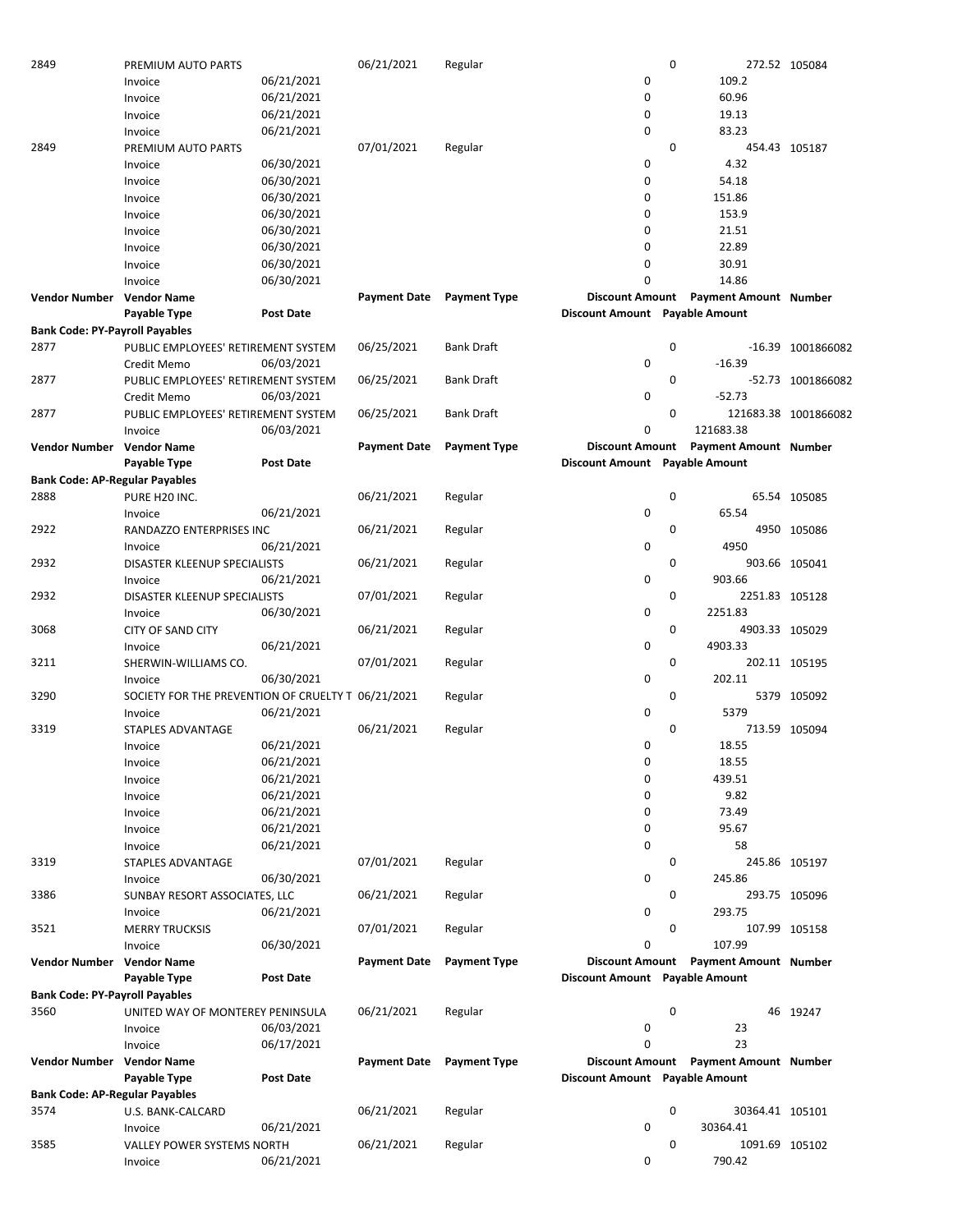| Vendor Number | Vendor Name | | Payment Date | Payment Type | Discount Amount | Payment Amount | Number |
|---|---|---|---|---|---|---|---|
| | Payable Type | Post Date | | | Discount Amount | Payable Amount | |
| 2849 | PREMIUM AUTO PARTS | | 06/21/2021 | Regular | 0 | 272.52 | 105084 |
| | Invoice | 06/21/2021 | | | 0 | 109.2 | |
| | Invoice | 06/21/2021 | | | 0 | 60.96 | |
| | Invoice | 06/21/2021 | | | 0 | 19.13 | |
| | Invoice | 06/21/2021 | | | 0 | 83.23 | |
| 2849 | PREMIUM AUTO PARTS | | 07/01/2021 | Regular | 0 | 454.43 | 105187 |
| | Invoice | 06/30/2021 | | | 0 | 4.32 | |
| | Invoice | 06/30/2021 | | | 0 | 54.18 | |
| | Invoice | 06/30/2021 | | | 0 | 151.86 | |
| | Invoice | 06/30/2021 | | | 0 | 153.9 | |
| | Invoice | 06/30/2021 | | | 0 | 21.51 | |
| | Invoice | 06/30/2021 | | | 0 | 22.89 | |
| | Invoice | 06/30/2021 | | | 0 | 30.91 | |
| | Invoice | 06/30/2021 | | | 0 | 14.86 | |

| Vendor Number | Vendor Name | | Payment Date | Payment Type | Discount Amount | Payment Amount | Number |
|---|---|---|---|---|---|---|---|
| | Payable Type | Post Date | | | Discount Amount | Payable Amount | |
| **Bank Code: PY-Payroll Payables** | | | | | | | |
| 2877 | PUBLIC EMPLOYEES' RETIREMENT SYSTEM | | 06/25/2021 | Bank Draft | 0 | -16.39 | 1001866082 |
| | Credit Memo | 06/03/2021 | | | 0 | -16.39 | |
| 2877 | PUBLIC EMPLOYEES' RETIREMENT SYSTEM | | 06/25/2021 | Bank Draft | 0 | -52.73 | 1001866082 |
| | Credit Memo | 06/03/2021 | | | 0 | -52.73 | |
| 2877 | PUBLIC EMPLOYEES' RETIREMENT SYSTEM | | 06/25/2021 | Bank Draft | 0 | 121683.38 | 1001866082 |
| | Invoice | 06/03/2021 | | | 0 | 121683.38 | |

| Vendor Number | Vendor Name | | Payment Date | Payment Type | Discount Amount | Payment Amount | Number |
|---|---|---|---|---|---|---|---|
| | Payable Type | Post Date | | | Discount Amount | Payable Amount | |
| **Bank Code: AP-Regular Payables** | | | | | | | |
| 2888 | PURE H20 INC. | | 06/21/2021 | Regular | 0 | 65.54 | 105085 |
| | Invoice | 06/21/2021 | | | 0 | 65.54 | |
| 2922 | RANDAZZO ENTERPRISES INC | | 06/21/2021 | Regular | 0 | 4950 | 105086 |
| | Invoice | 06/21/2021 | | | 0 | 4950 | |
| 2932 | DISASTER KLEENUP SPECIALISTS | | 06/21/2021 | Regular | 0 | 903.66 | 105041 |
| | Invoice | 06/21/2021 | | | 0 | 903.66 | |
| 2932 | DISASTER KLEENUP SPECIALISTS | | 07/01/2021 | Regular | 0 | 2251.83 | 105128 |
| | Invoice | 06/30/2021 | | | 0 | 2251.83 | |
| 3068 | CITY OF SAND CITY | | 06/21/2021 | Regular | 0 | 4903.33 | 105029 |
| | Invoice | 06/21/2021 | | | 0 | 4903.33 | |
| 3211 | SHERWIN-WILLIAMS CO. | | 07/01/2021 | Regular | 0 | 202.11 | 105195 |
| | Invoice | 06/30/2021 | | | 0 | 202.11 | |
| 3290 | SOCIETY FOR THE PREVENTION OF CRUELTY T | | 06/21/2021 | Regular | 0 | 5379 | 105092 |
| | Invoice | 06/21/2021 | | | 0 | 5379 | |
| 3319 | STAPLES ADVANTAGE | | 06/21/2021 | Regular | 0 | 713.59 | 105094 |
| | Invoice | 06/21/2021 | | | 0 | 18.55 | |
| | Invoice | 06/21/2021 | | | 0 | 18.55 | |
| | Invoice | 06/21/2021 | | | 0 | 439.51 | |
| | Invoice | 06/21/2021 | | | 0 | 9.82 | |
| | Invoice | 06/21/2021 | | | 0 | 73.49 | |
| | Invoice | 06/21/2021 | | | 0 | 95.67 | |
| | Invoice | 06/21/2021 | | | 0 | 58 | |
| 3319 | STAPLES ADVANTAGE | | 07/01/2021 | Regular | 0 | 245.86 | 105197 |
| | Invoice | 06/30/2021 | | | 0 | 245.86 | |
| 3386 | SUNBAY RESORT ASSOCIATES, LLC | | 06/21/2021 | Regular | 0 | 293.75 | 105096 |
| | Invoice | 06/21/2021 | | | 0 | 293.75 | |
| 3521 | MERRY TRUCKSIS | | 07/01/2021 | Regular | 0 | 107.99 | 105158 |
| | Invoice | 06/30/2021 | | | 0 | 107.99 | |

| Vendor Number | Vendor Name | | Payment Date | Payment Type | Discount Amount | Payment Amount | Number |
|---|---|---|---|---|---|---|---|
| | Payable Type | Post Date | | | Discount Amount | Payable Amount | |
| **Bank Code: PY-Payroll Payables** | | | | | | | |
| 3560 | UNITED WAY OF MONTEREY PENINSULA | | 06/21/2021 | Regular | 0 | 46 | 19247 |
| | Invoice | 06/03/2021 | | | 0 | 23 | |
| | Invoice | 06/17/2021 | | | 0 | 23 | |

| Vendor Number | Vendor Name | | Payment Date | Payment Type | Discount Amount | Payment Amount | Number |
|---|---|---|---|---|---|---|---|
| | Payable Type | Post Date | | | Discount Amount | Payable Amount | |
| **Bank Code: AP-Regular Payables** | | | | | | | |
| 3574 | U.S. BANK-CALCARD | | 06/21/2021 | Regular | 0 | 30364.41 | 105101 |
| | Invoice | 06/21/2021 | | | 0 | 30364.41 | |
| 3585 | VALLEY POWER SYSTEMS NORTH | | 06/21/2021 | Regular | 0 | 1091.69 | 105102 |
| | Invoice | 06/21/2021 | | | 0 | 790.42 | |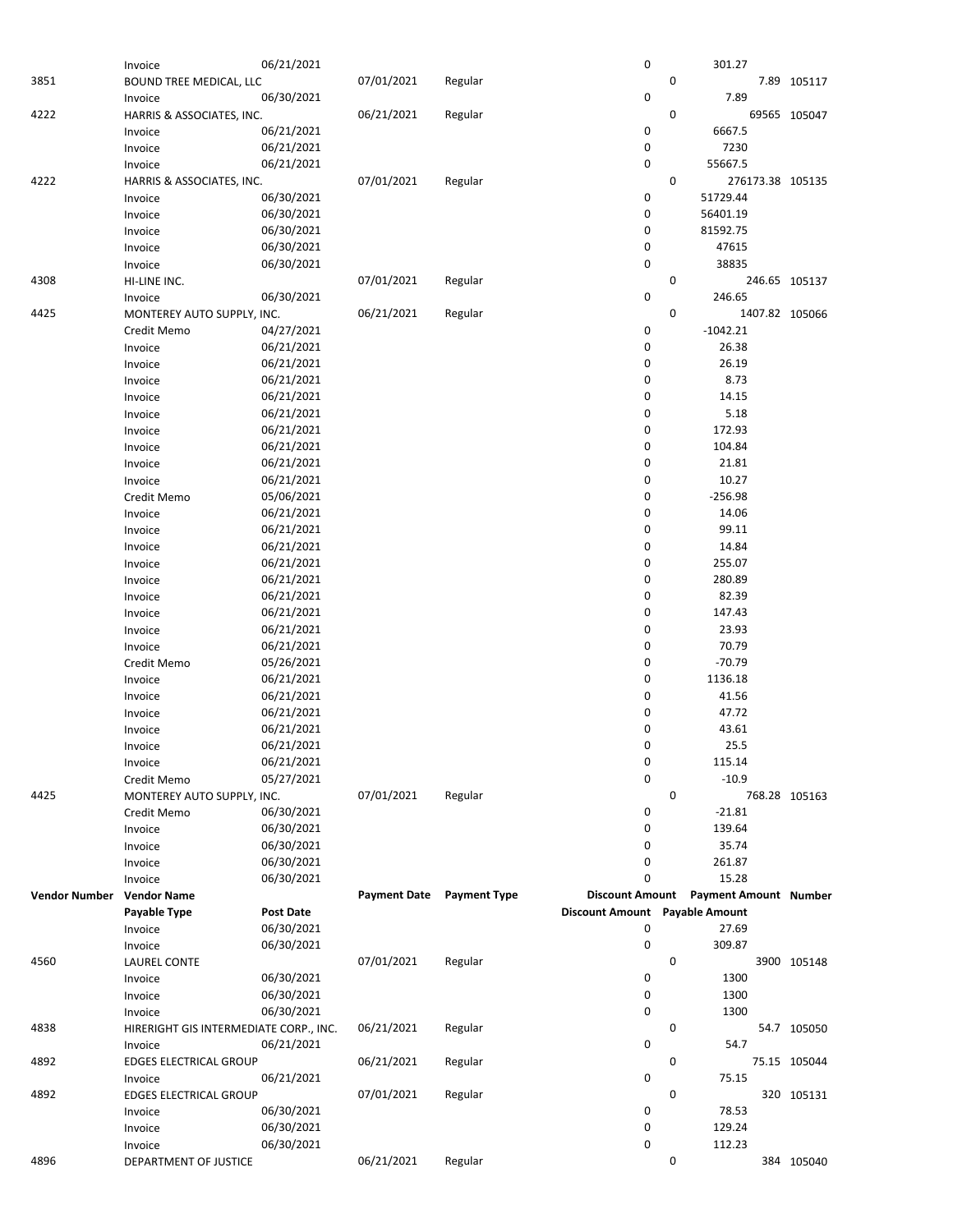| Vendor Number | Vendor Name | | Payment Date | Payment Type | Discount Amount | Payment Amount | Number |
|---|---|---|---|---|---|---|---|
| | Payable Type | Post Date | | | Discount Amount | Payable Amount | |
| | Invoice | 06/21/2021 | | | 0 | 301.27 | |
| 3851 | BOUND TREE MEDICAL, LLC | | 07/01/2021 | Regular | 0 | 7.89 | 105117 |
| | Invoice | 06/30/2021 | | | 0 | 7.89 | |
| 4222 | HARRIS & ASSOCIATES, INC. | | 06/21/2021 | Regular | 0 | 69565 | 105047 |
| | Invoice | 06/21/2021 | | | 0 | 6667.5 | |
| | Invoice | 06/21/2021 | | | 0 | 7230 | |
| | Invoice | 06/21/2021 | | | 0 | 55667.5 | |
| 4222 | HARRIS & ASSOCIATES, INC. | | 07/01/2021 | Regular | 0 | 276173.38 | 105135 |
| | Invoice | 06/30/2021 | | | 0 | 51729.44 | |
| | Invoice | 06/30/2021 | | | 0 | 56401.19 | |
| | Invoice | 06/30/2021 | | | 0 | 81592.75 | |
| | Invoice | 06/30/2021 | | | 0 | 47615 | |
| | Invoice | 06/30/2021 | | | 0 | 38835 | |
| 4308 | HI-LINE INC. | | 07/01/2021 | Regular | 0 | 246.65 | 105137 |
| | Invoice | 06/30/2021 | | | 0 | 246.65 | |
| 4425 | MONTEREY AUTO SUPPLY, INC. | | 06/21/2021 | Regular | 0 | 1407.82 | 105066 |
| | Credit Memo | 04/27/2021 | | | 0 | -1042.21 | |
| | Invoice | 06/21/2021 | | | 0 | 26.38 | |
| | Invoice | 06/21/2021 | | | 0 | 26.19 | |
| | Invoice | 06/21/2021 | | | 0 | 8.73 | |
| | Invoice | 06/21/2021 | | | 0 | 14.15 | |
| | Invoice | 06/21/2021 | | | 0 | 5.18 | |
| | Invoice | 06/21/2021 | | | 0 | 172.93 | |
| | Invoice | 06/21/2021 | | | 0 | 104.84 | |
| | Invoice | 06/21/2021 | | | 0 | 21.81 | |
| | Invoice | 06/21/2021 | | | 0 | 10.27 | |
| | Credit Memo | 05/06/2021 | | | 0 | -256.98 | |
| | Invoice | 06/21/2021 | | | 0 | 14.06 | |
| | Invoice | 06/21/2021 | | | 0 | 99.11 | |
| | Invoice | 06/21/2021 | | | 0 | 14.84 | |
| | Invoice | 06/21/2021 | | | 0 | 255.07 | |
| | Invoice | 06/21/2021 | | | 0 | 280.89 | |
| | Invoice | 06/21/2021 | | | 0 | 82.39 | |
| | Invoice | 06/21/2021 | | | 0 | 147.43 | |
| | Invoice | 06/21/2021 | | | 0 | 23.93 | |
| | Invoice | 06/21/2021 | | | 0 | 70.79 | |
| | Credit Memo | 05/26/2021 | | | 0 | -70.79 | |
| | Invoice | 06/21/2021 | | | 0 | 1136.18 | |
| | Invoice | 06/21/2021 | | | 0 | 41.56 | |
| | Invoice | 06/21/2021 | | | 0 | 47.72 | |
| | Invoice | 06/21/2021 | | | 0 | 43.61 | |
| | Invoice | 06/21/2021 | | | 0 | 25.5 | |
| | Invoice | 06/21/2021 | | | 0 | 115.14 | |
| | Credit Memo | 05/27/2021 | | | 0 | -10.9 | |
| 4425 | MONTEREY AUTO SUPPLY, INC. | | 07/01/2021 | Regular | 0 | 768.28 | 105163 |
| | Credit Memo | 06/30/2021 | | | 0 | -21.81 | |
| | Invoice | 06/30/2021 | | | 0 | 139.64 | |
| | Invoice | 06/30/2021 | | | 0 | 35.74 | |
| | Invoice | 06/30/2021 | | | 0 | 261.87 | |
| | Invoice | 06/30/2021 | | | 0 | 15.28 | |
| | Invoice | 06/30/2021 | | | 0 | 27.69 | |
| | Invoice | 06/30/2021 | | | 0 | 309.87 | |
| 4560 | LAUREL CONTE | | 07/01/2021 | Regular | 0 | 3900 | 105148 |
| | Invoice | 06/30/2021 | | | 0 | 1300 | |
| | Invoice | 06/30/2021 | | | 0 | 1300 | |
| | Invoice | 06/30/2021 | | | 0 | 1300 | |
| 4838 | HIRERIGHT GIS INTERMEDIATE CORP., INC. | | 06/21/2021 | Regular | 0 | 54.7 | 105050 |
| | Invoice | 06/21/2021 | | | 0 | 54.7 | |
| 4892 | EDGES ELECTRICAL GROUP | | 06/21/2021 | Regular | 0 | 75.15 | 105044 |
| | Invoice | 06/21/2021 | | | 0 | 75.15 | |
| 4892 | EDGES ELECTRICAL GROUP | | 07/01/2021 | Regular | 0 | 320 | 105131 |
| | Invoice | 06/30/2021 | | | 0 | 78.53 | |
| | Invoice | 06/30/2021 | | | 0 | 129.24 | |
| | Invoice | 06/30/2021 | | | 0 | 112.23 | |
| 4896 | DEPARTMENT OF JUSTICE | | 06/21/2021 | Regular | 0 | 384 | 105040 |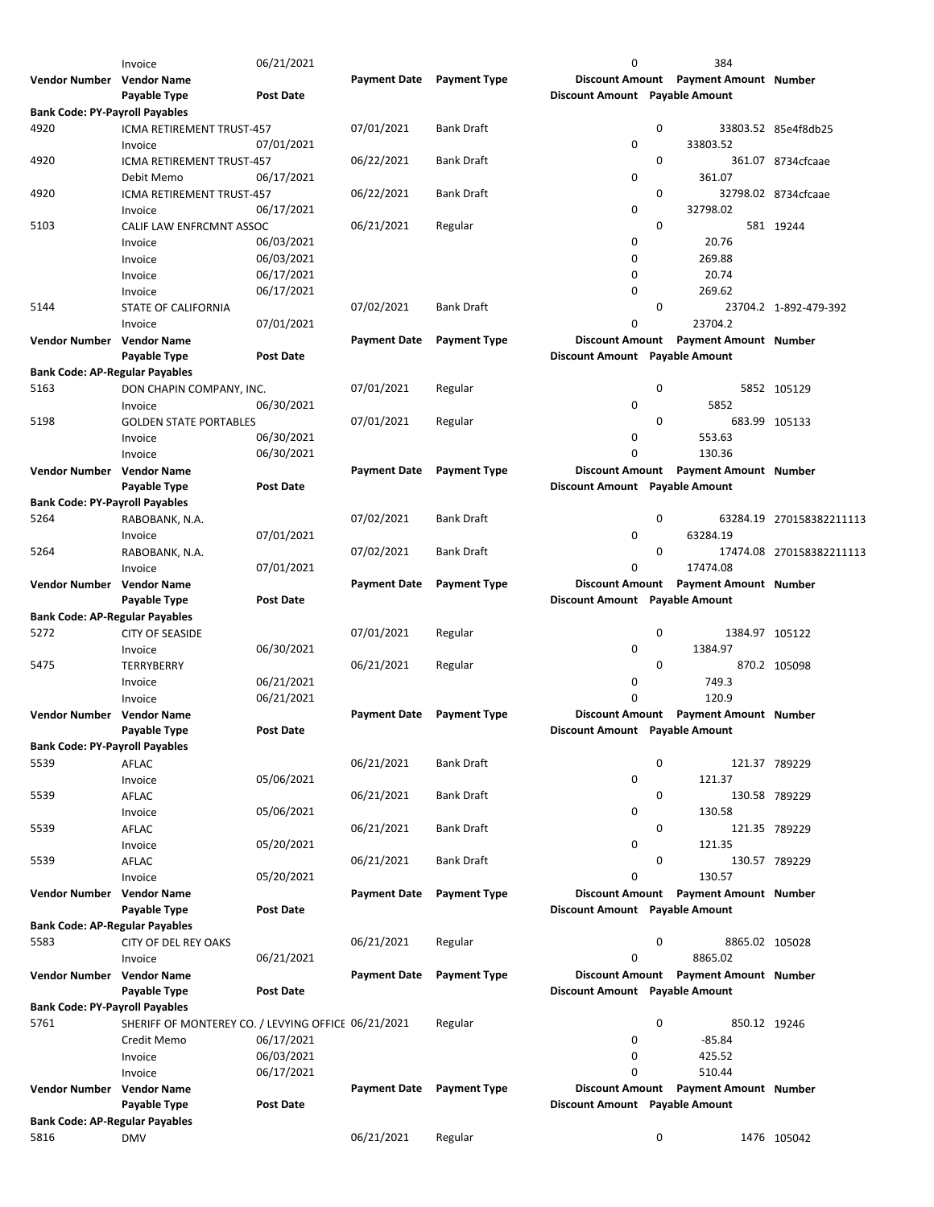| Vendor Number | Vendor Name | | Payment Date | Payment Type | Discount Amount | Payment Amount | Number |
|---|---|---|---|---|---|---|---|
| | Payable Type | Post Date | | | Discount Amount | Payable Amount | |
| | Invoice | 06/21/2021 | | | 0 | 384 | |
| **Vendor Number** | **Vendor Name** | | **Payment Date** | **Payment Type** | **Discount Amount** | **Payment Amount** | **Number** |
| | **Payable Type** | **Post Date** | | | **Discount Amount** | **Payable Amount** | |
| **Bank Code: PY-Payroll Payables** | | | | | | | |
| 4920 | ICMA RETIREMENT TRUST-457 | | 07/01/2021 | Bank Draft | 0 | 33803.52 | 85e4f8db25 |
| | Invoice | 07/01/2021 | | | 0 | 33803.52 | |
| 4920 | ICMA RETIREMENT TRUST-457 | | 06/22/2021 | Bank Draft | 0 | 361.07 | 8734cfcaae |
| | Debit Memo | 06/17/2021 | | | 0 | 361.07 | |
| 4920 | ICMA RETIREMENT TRUST-457 | | 06/22/2021 | Bank Draft | 0 | 32798.02 | 8734cfcaae |
| | Invoice | 06/17/2021 | | | 0 | 32798.02 | |
| 5103 | CALIF LAW ENFRCMNT ASSOC | | 06/21/2021 | Regular | 0 | 581 | 19244 |
| | Invoice | 06/03/2021 | | | 0 | 20.76 | |
| | Invoice | 06/03/2021 | | | 0 | 269.88 | |
| | Invoice | 06/17/2021 | | | 0 | 20.74 | |
| | Invoice | 06/17/2021 | | | 0 | 269.62 | |
| 5144 | STATE OF CALIFORNIA | | 07/02/2021 | Bank Draft | 0 | 23704.2 | 1-892-479-392 |
| | Invoice | 07/01/2021 | | | 0 | 23704.2 | |
| **Vendor Number** | **Vendor Name** | | **Payment Date** | **Payment Type** | **Discount Amount** | **Payment Amount** | **Number** |
| | **Payable Type** | **Post Date** | | | **Discount Amount** | **Payable Amount** | |
| **Bank Code: AP-Regular Payables** | | | | | | | |
| 5163 | DON CHAPIN COMPANY, INC. | | 07/01/2021 | Regular | 0 | 5852 | 105129 |
| | Invoice | 06/30/2021 | | | 0 | 5852 | |
| 5198 | GOLDEN STATE PORTABLES | | 07/01/2021 | Regular | 0 | 683.99 | 105133 |
| | Invoice | 06/30/2021 | | | 0 | 553.63 | |
| | Invoice | 06/30/2021 | | | 0 | 130.36 | |
| **Vendor Number** | **Vendor Name** | | **Payment Date** | **Payment Type** | **Discount Amount** | **Payment Amount** | **Number** |
| | **Payable Type** | **Post Date** | | | **Discount Amount** | **Payable Amount** | |
| **Bank Code: PY-Payroll Payables** | | | | | | | |
| 5264 | RABOBANK, N.A. | | 07/02/2021 | Bank Draft | 0 | 63284.19 | 270158382211113 |
| | Invoice | 07/01/2021 | | | 0 | 63284.19 | |
| 5264 | RABOBANK, N.A. | | 07/02/2021 | Bank Draft | 0 | 17474.08 | 270158382211113 |
| | Invoice | 07/01/2021 | | | 0 | 17474.08 | |
| **Vendor Number** | **Vendor Name** | | **Payment Date** | **Payment Type** | **Discount Amount** | **Payment Amount** | **Number** |
| | **Payable Type** | **Post Date** | | | **Discount Amount** | **Payable Amount** | |
| **Bank Code: AP-Regular Payables** | | | | | | | |
| 5272 | CITY OF SEASIDE | | 07/01/2021 | Regular | 0 | 1384.97 | 105122 |
| | Invoice | 06/30/2021 | | | 0 | 1384.97 | |
| 5475 | TERRYBERRY | | 06/21/2021 | Regular | 0 | 870.2 | 105098 |
| | Invoice | 06/21/2021 | | | 0 | 749.3 | |
| | Invoice | 06/21/2021 | | | 0 | 120.9 | |
| **Vendor Number** | **Vendor Name** | | **Payment Date** | **Payment Type** | **Discount Amount** | **Payment Amount** | **Number** |
| | **Payable Type** | **Post Date** | | | **Discount Amount** | **Payable Amount** | |
| **Bank Code: PY-Payroll Payables** | | | | | | | |
| 5539 | AFLAC | | 06/21/2021 | Bank Draft | 0 | 121.37 | 789229 |
| | Invoice | 05/06/2021 | | | 0 | 121.37 | |
| 5539 | AFLAC | | 06/21/2021 | Bank Draft | 0 | 130.58 | 789229 |
| | Invoice | 05/06/2021 | | | 0 | 130.58 | |
| 5539 | AFLAC | | 06/21/2021 | Bank Draft | 0 | 121.35 | 789229 |
| | Invoice | 05/20/2021 | | | 0 | 121.35 | |
| 5539 | AFLAC | | 06/21/2021 | Bank Draft | 0 | 130.57 | 789229 |
| | Invoice | 05/20/2021 | | | 0 | 130.57 | |
| **Vendor Number** | **Vendor Name** | | **Payment Date** | **Payment Type** | **Discount Amount** | **Payment Amount** | **Number** |
| | **Payable Type** | **Post Date** | | | **Discount Amount** | **Payable Amount** | |
| **Bank Code: AP-Regular Payables** | | | | | | | |
| 5583 | CITY OF DEL REY OAKS | | 06/21/2021 | Regular | 0 | 8865.02 | 105028 |
| | Invoice | 06/21/2021 | | | 0 | 8865.02 | |
| **Vendor Number** | **Vendor Name** | | **Payment Date** | **Payment Type** | **Discount Amount** | **Payment Amount** | **Number** |
| | **Payable Type** | **Post Date** | | | **Discount Amount** | **Payable Amount** | |
| **Bank Code: PY-Payroll Payables** | | | | | | | |
| 5761 | SHERIFF OF MONTEREY CO. / LEVYING OFFICE | | 06/21/2021 | Regular | 0 | 850.12 | 19246 |
| | Credit Memo | 06/17/2021 | | | 0 | -85.84 | |
| | Invoice | 06/03/2021 | | | 0 | 425.52 | |
| | Invoice | 06/17/2021 | | | 0 | 510.44 | |
| **Vendor Number** | **Vendor Name** | | **Payment Date** | **Payment Type** | **Discount Amount** | **Payment Amount** | **Number** |
| | **Payable Type** | **Post Date** | | | **Discount Amount** | **Payable Amount** | |
| **Bank Code: AP-Regular Payables** | | | | | | | |
| 5816 | DMV | | 06/21/2021 | Regular | 0 | 1476 | 105042 |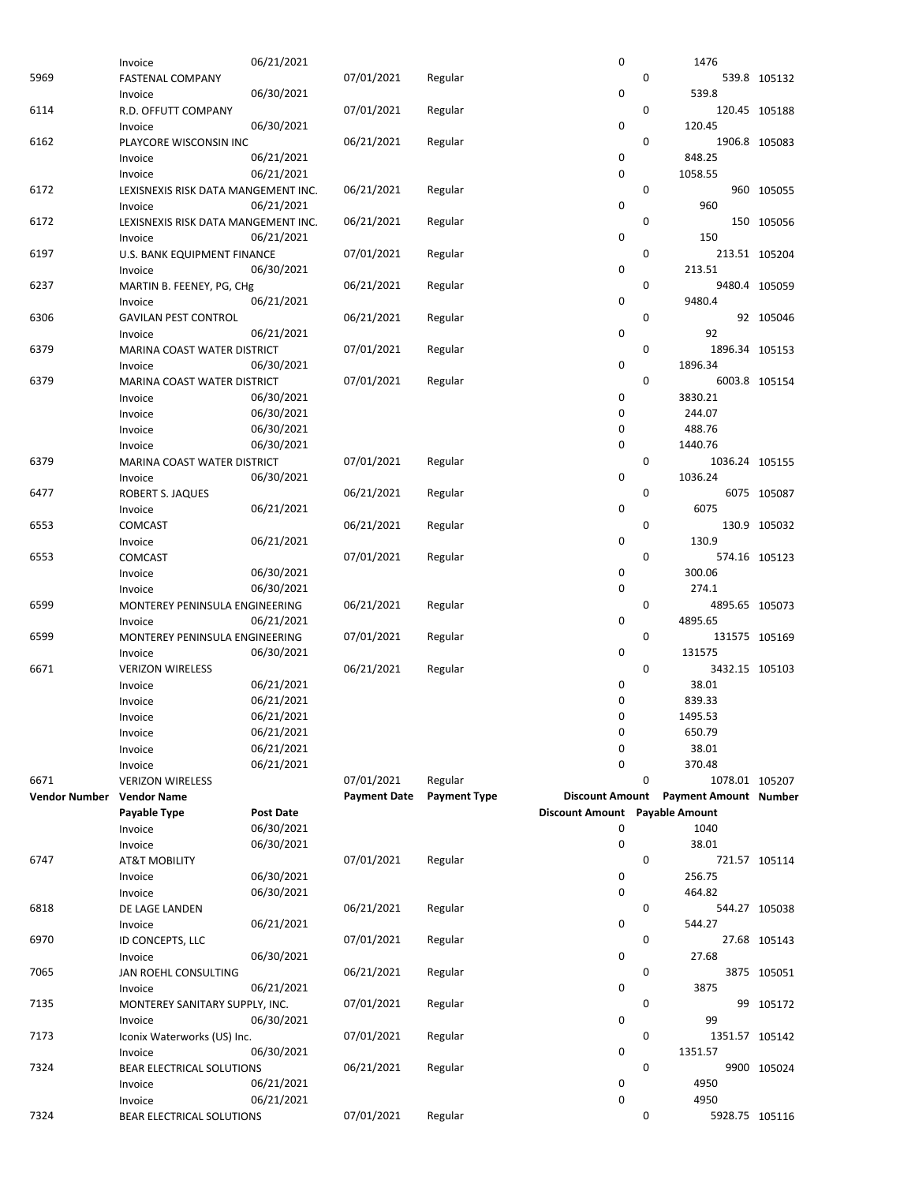| Vendor Number | Vendor Name | | Payment Date | Payment Type | Discount Amount | Payment Amount | Number |
|---|---|---|---|---|---|---|---|
| | Payable Type | Post Date | | | Discount Amount | Payable Amount | |
| | Invoice | 06/21/2021 | | | 0 | 1476 | |
| 5969 | FASTENAL COMPANY | | 07/01/2021 | Regular | 0 | 539.8 | 105132 |
| | Invoice | 06/30/2021 | | | 0 | 539.8 | |
| 6114 | R.D. OFFUTT COMPANY | | 07/01/2021 | Regular | 0 | 120.45 | 105188 |
| | Invoice | 06/30/2021 | | | 0 | 120.45 | |
| 6162 | PLAYCORE WISCONSIN INC | | 06/21/2021 | Regular | 0 | 1906.8 | 105083 |
| | Invoice | 06/21/2021 | | | 0 | 848.25 | |
| | Invoice | 06/21/2021 | | | 0 | 1058.55 | |
| 6172 | LEXISNEXIS RISK DATA MANGEMENT INC. | | 06/21/2021 | Regular | 0 | 960 | 105055 |
| | Invoice | 06/21/2021 | | | 0 | 960 | |
| 6172 | LEXISNEXIS RISK DATA MANGEMENT INC. | | 06/21/2021 | Regular | 0 | 150 | 105056 |
| | Invoice | 06/21/2021 | | | 0 | 150 | |
| 6197 | U.S. BANK EQUIPMENT FINANCE | | 07/01/2021 | Regular | 0 | 213.51 | 105204 |
| | Invoice | 06/30/2021 | | | 0 | 213.51 | |
| 6237 | MARTIN B. FEENEY, PG, CHg | | 06/21/2021 | Regular | 0 | 9480.4 | 105059 |
| | Invoice | 06/21/2021 | | | 0 | 9480.4 | |
| 6306 | GAVILAN PEST CONTROL | | 06/21/2021 | Regular | 0 | 92 | 105046 |
| | Invoice | 06/21/2021 | | | 0 | 92 | |
| 6379 | MARINA COAST WATER DISTRICT | | 07/01/2021 | Regular | 0 | 1896.34 | 105153 |
| | Invoice | 06/30/2021 | | | 0 | 1896.34 | |
| 6379 | MARINA COAST WATER DISTRICT | | 07/01/2021 | Regular | 0 | 6003.8 | 105154 |
| | Invoice | 06/30/2021 | | | 0 | 3830.21 | |
| | Invoice | 06/30/2021 | | | 0 | 244.07 | |
| | Invoice | 06/30/2021 | | | 0 | 488.76 | |
| | Invoice | 06/30/2021 | | | 0 | 1440.76 | |
| 6379 | MARINA COAST WATER DISTRICT | | 07/01/2021 | Regular | 0 | 1036.24 | 105155 |
| | Invoice | 06/30/2021 | | | 0 | 1036.24 | |
| 6477 | ROBERT S. JAQUES | | 06/21/2021 | Regular | 0 | 6075 | 105087 |
| | Invoice | 06/21/2021 | | | 0 | 6075 | |
| 6553 | COMCAST | | 06/21/2021 | Regular | 0 | 130.9 | 105032 |
| | Invoice | 06/21/2021 | | | 0 | 130.9 | |
| 6553 | COMCAST | | 07/01/2021 | Regular | 0 | 574.16 | 105123 |
| | Invoice | 06/30/2021 | | | 0 | 300.06 | |
| | Invoice | 06/30/2021 | | | 0 | 274.1 | |
| 6599 | MONTEREY PENINSULA ENGINEERING | | 06/21/2021 | Regular | 0 | 4895.65 | 105073 |
| | Invoice | 06/21/2021 | | | 0 | 4895.65 | |
| 6599 | MONTEREY PENINSULA ENGINEERING | | 07/01/2021 | Regular | 0 | 131575 | 105169 |
| | Invoice | 06/30/2021 | | | 0 | 131575 | |
| 6671 | VERIZON WIRELESS | | 06/21/2021 | Regular | 0 | 3432.15 | 105103 |
| | Invoice | 06/21/2021 | | | 0 | 38.01 | |
| | Invoice | 06/21/2021 | | | 0 | 839.33 | |
| | Invoice | 06/21/2021 | | | 0 | 1495.53 | |
| | Invoice | 06/21/2021 | | | 0 | 650.79 | |
| | Invoice | 06/21/2021 | | | 0 | 38.01 | |
| | Invoice | 06/21/2021 | | | 0 | 370.48 | |
| 6671 | VERIZON WIRELESS | | 07/01/2021 | Regular | 0 | 1078.01 | 105207 |
| | Invoice | 06/30/2021 | | | 0 | 1040 | |
| | Invoice | 06/30/2021 | | | 0 | 38.01 | |
| 6747 | AT&T MOBILITY | | 07/01/2021 | Regular | 0 | 721.57 | 105114 |
| | Invoice | 06/30/2021 | | | 0 | 256.75 | |
| | Invoice | 06/30/2021 | | | 0 | 464.82 | |
| 6818 | DE LAGE LANDEN | | 06/21/2021 | Regular | 0 | 544.27 | 105038 |
| | Invoice | 06/21/2021 | | | 0 | 544.27 | |
| 6970 | ID CONCEPTS, LLC | | 07/01/2021 | Regular | 0 | 27.68 | 105143 |
| | Invoice | 06/30/2021 | | | 0 | 27.68 | |
| 7065 | JAN ROEHL CONSULTING | | 06/21/2021 | Regular | 0 | 3875 | 105051 |
| | Invoice | 06/21/2021 | | | 0 | 3875 | |
| 7135 | MONTEREY SANITARY SUPPLY, INC. | | 07/01/2021 | Regular | 0 | 99 | 105172 |
| | Invoice | 06/30/2021 | | | 0 | 99 | |
| 7173 | Iconix Waterworks (US) Inc. | | 07/01/2021 | Regular | 0 | 1351.57 | 105142 |
| | Invoice | 06/30/2021 | | | 0 | 1351.57 | |
| 7324 | BEAR ELECTRICAL SOLUTIONS | | 06/21/2021 | Regular | 0 | 9900 | 105024 |
| | Invoice | 06/21/2021 | | | 0 | 4950 | |
| | Invoice | 06/21/2021 | | | 0 | 4950 | |
| 7324 | BEAR ELECTRICAL SOLUTIONS | | 07/01/2021 | Regular | 0 | 5928.75 | 105116 |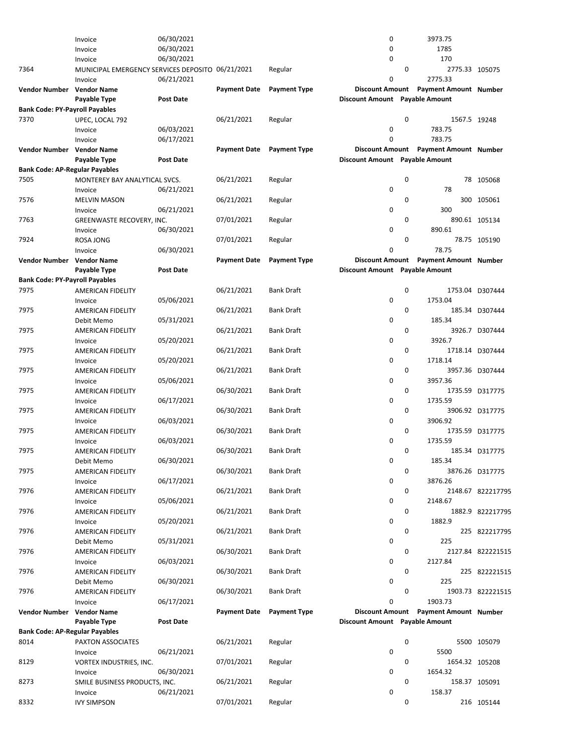| Vendor Number | Vendor Name | | Payment Date | Payment Type | Discount Amount | Payment Amount | Number |
|---|---|---|---|---|---|---|---|
| | Payable Type | Post Date | | | Discount Amount | Payable Amount | |
| | Invoice | 06/30/2021 | | | 0 | 3973.75 | |
| | Invoice | 06/30/2021 | | | 0 | 1785 | |
| | Invoice | 06/30/2021 | | | 0 | 170 | |
| 7364 | MUNICIPAL EMERGENCY SERVICES DEPOSITO | | 06/21/2021 | Regular | 0 | 2775.33 | 105075 |
| | Invoice | 06/21/2021 | | | 0 | 2775.33 | |
| **Vendor Number** | **Vendor Name** | | **Payment Date** | **Payment Type** | **Discount Amount** | **Payment Amount** | **Number** |
| | **Payable Type** | **Post Date** | | | **Discount Amount** | **Payable Amount** | |
| **Bank Code: PY-Payroll Payables** | | | | | | | |
| 7370 | UPEC, LOCAL 792 | | 06/21/2021 | Regular | 0 | 1567.5 | 19248 |
| | Invoice | 06/03/2021 | | | 0 | 783.75 | |
| | Invoice | 06/17/2021 | | | 0 | 783.75 | |
| **Vendor Number** | **Vendor Name** | | **Payment Date** | **Payment Type** | **Discount Amount** | **Payment Amount** | **Number** |
| | **Payable Type** | **Post Date** | | | **Discount Amount** | **Payable Amount** | |
| **Bank Code: AP-Regular Payables** | | | | | | | |
| 7505 | MONTEREY BAY ANALYTICAL SVCS. | | 06/21/2021 | Regular | 0 | 78 | 105068 |
| | Invoice | 06/21/2021 | | | 0 | 78 | |
| 7576 | MELVIN MASON | | 06/21/2021 | Regular | 0 | 300 | 105061 |
| | Invoice | 06/21/2021 | | | 0 | 300 | |
| 7763 | GREENWASTE RECOVERY, INC. | | 07/01/2021 | Regular | 0 | 890.61 | 105134 |
| | Invoice | 06/30/2021 | | | 0 | 890.61 | |
| 7924 | ROSA JONG | | 07/01/2021 | Regular | 0 | 78.75 | 105190 |
| | Invoice | 06/30/2021 | | | 0 | 78.75 | |
| **Vendor Number** | **Vendor Name** | | **Payment Date** | **Payment Type** | **Discount Amount** | **Payment Amount** | **Number** |
| | **Payable Type** | **Post Date** | | | **Discount Amount** | **Payable Amount** | |
| **Bank Code: PY-Payroll Payables** | | | | | | | |
| 7975 | AMERICAN FIDELITY | | 06/21/2021 | Bank Draft | 0 | 1753.04 | D307444 |
| | Invoice | 05/06/2021 | | | 0 | 1753.04 | |
| 7975 | AMERICAN FIDELITY | | 06/21/2021 | Bank Draft | 0 | 185.34 | D307444 |
| | Debit Memo | 05/31/2021 | | | 0 | 185.34 | |
| 7975 | AMERICAN FIDELITY | | 06/21/2021 | Bank Draft | 0 | 3926.7 | D307444 |
| | Invoice | 05/20/2021 | | | 0 | 3926.7 | |
| 7975 | AMERICAN FIDELITY | | 06/21/2021 | Bank Draft | 0 | 1718.14 | D307444 |
| | Invoice | 05/20/2021 | | | 0 | 1718.14 | |
| 7975 | AMERICAN FIDELITY | | 06/21/2021 | Bank Draft | 0 | 3957.36 | D307444 |
| | Invoice | 05/06/2021 | | | 0 | 3957.36 | |
| 7975 | AMERICAN FIDELITY | | 06/30/2021 | Bank Draft | 0 | 1735.59 | D317775 |
| | Invoice | 06/17/2021 | | | 0 | 1735.59 | |
| 7975 | AMERICAN FIDELITY | | 06/30/2021 | Bank Draft | 0 | 3906.92 | D317775 |
| | Invoice | 06/03/2021 | | | 0 | 3906.92 | |
| 7975 | AMERICAN FIDELITY | | 06/30/2021 | Bank Draft | 0 | 1735.59 | D317775 |
| | Invoice | 06/03/2021 | | | 0 | 1735.59 | |
| 7975 | AMERICAN FIDELITY | | 06/30/2021 | Bank Draft | 0 | 185.34 | D317775 |
| | Debit Memo | 06/30/2021 | | | 0 | 185.34 | |
| 7975 | AMERICAN FIDELITY | | 06/30/2021 | Bank Draft | 0 | 3876.26 | D317775 |
| | Invoice | 06/17/2021 | | | 0 | 3876.26 | |
| 7976 | AMERICAN FIDELITY | | 06/21/2021 | Bank Draft | 0 | 2148.67 | 822217795 |
| | Invoice | 05/06/2021 | | | 0 | 2148.67 | |
| 7976 | AMERICAN FIDELITY | | 06/21/2021 | Bank Draft | 0 | 1882.9 | 822217795 |
| | Invoice | 05/20/2021 | | | 0 | 1882.9 | |
| 7976 | AMERICAN FIDELITY | | 06/21/2021 | Bank Draft | 0 | 225 | 822217795 |
| | Debit Memo | 05/31/2021 | | | 0 | 225 | |
| 7976 | AMERICAN FIDELITY | | 06/30/2021 | Bank Draft | 0 | 2127.84 | 822221515 |
| | Invoice | 06/03/2021 | | | 0 | 2127.84 | |
| 7976 | AMERICAN FIDELITY | | 06/30/2021 | Bank Draft | 0 | 225 | 822221515 |
| | Debit Memo | 06/30/2021 | | | 0 | 225 | |
| 7976 | AMERICAN FIDELITY | | 06/30/2021 | Bank Draft | 0 | 1903.73 | 822221515 |
| | Invoice | 06/17/2021 | | | 0 | 1903.73 | |
| **Vendor Number** | **Vendor Name** | | **Payment Date** | **Payment Type** | **Discount Amount** | **Payment Amount** | **Number** |
| | **Payable Type** | **Post Date** | | | **Discount Amount** | **Payable Amount** | |
| **Bank Code: AP-Regular Payables** | | | | | | | |
| 8014 | PAXTON ASSOCIATES | | 06/21/2021 | Regular | 0 | 5500 | 105079 |
| | Invoice | 06/21/2021 | | | 0 | 5500 | |
| 8129 | VORTEX INDUSTRIES, INC. | | 07/01/2021 | Regular | 0 | 1654.32 | 105208 |
| | Invoice | 06/30/2021 | | | 0 | 1654.32 | |
| 8273 | SMILE BUSINESS PRODUCTS, INC. | | 06/21/2021 | Regular | 0 | 158.37 | 105091 |
| | Invoice | 06/21/2021 | | | 0 | 158.37 | |
| 8332 | IVY SIMPSON | | 07/01/2021 | Regular | 0 | 216 | 105144 |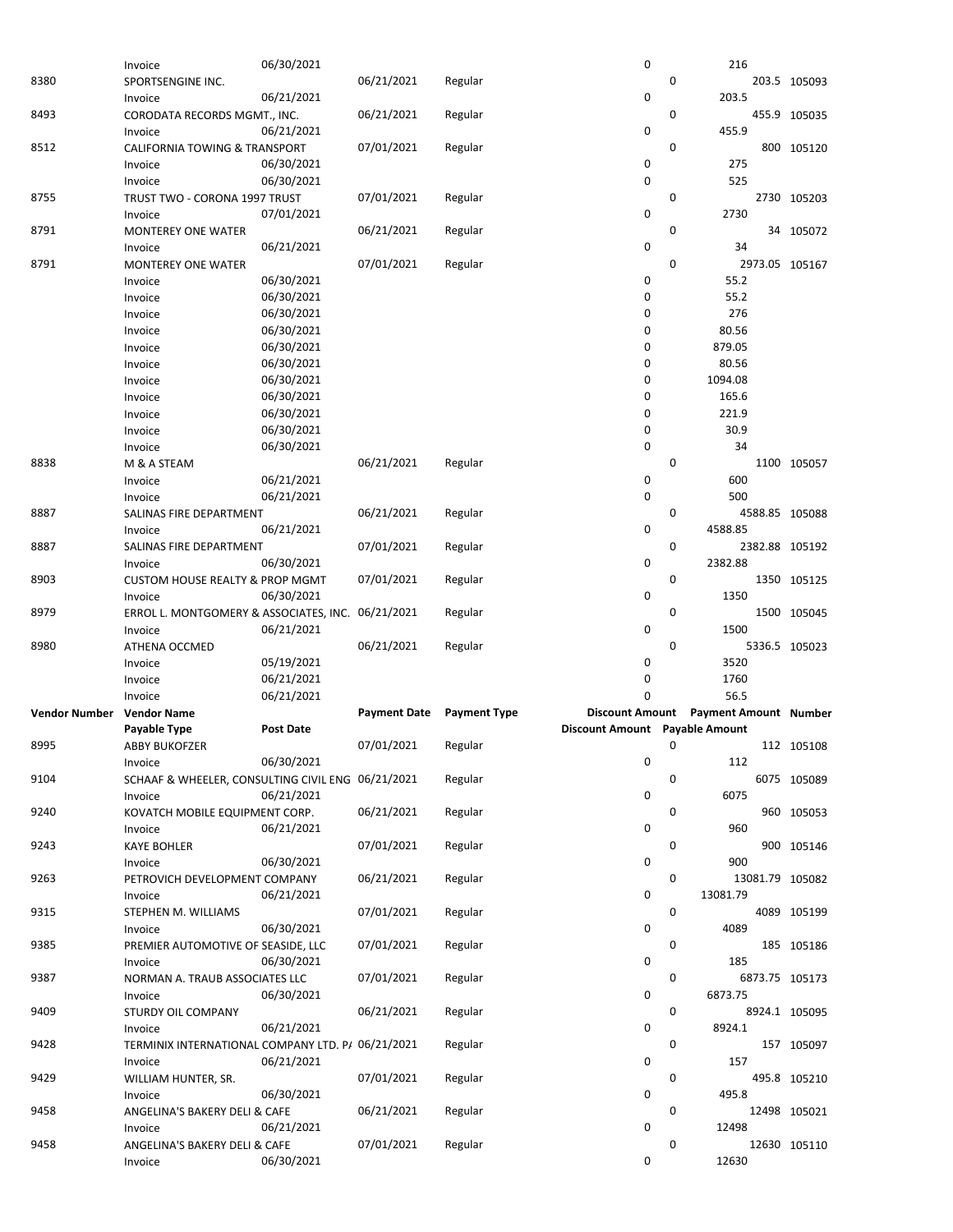| Vendor Number | Vendor Name | | Payment Date | Payment Type | Discount Amount | Payment Amount | Number |
|---|---|---|---|---|---|---|---|
| | Payable Type | Post Date | | | Discount Amount | Payable Amount | |
| | Invoice | 06/30/2021 | | | 0 | 216 | |
| 8380 | SPORTSENGINE INC. | | 06/21/2021 | Regular | 0 | 203.5 | 105093 |
| | Invoice | 06/21/2021 | | | 0 | 203.5 | |
| 8493 | CORODATA RECORDS MGMT., INC. | | 06/21/2021 | Regular | 0 | 455.9 | 105035 |
| | Invoice | 06/21/2021 | | | 0 | 455.9 | |
| 8512 | CALIFORNIA TOWING & TRANSPORT | | 07/01/2021 | Regular | 0 | 800 | 105120 |
| | Invoice | 06/30/2021 | | | 0 | 275 | |
| | Invoice | 06/30/2021 | | | 0 | 525 | |
| 8755 | TRUST TWO - CORONA 1997 TRUST | | 07/01/2021 | Regular | 0 | 2730 | 105203 |
| | Invoice | 07/01/2021 | | | 0 | 2730 | |
| 8791 | MONTEREY ONE WATER | | 06/21/2021 | Regular | 0 | 34 | 105072 |
| | Invoice | 06/21/2021 | | | 0 | 34 | |
| 8791 | MONTEREY ONE WATER | | 07/01/2021 | Regular | 0 | 2973.05 | 105167 |
| | Invoice | 06/30/2021 | | | 0 | 55.2 | |
| | Invoice | 06/30/2021 | | | 0 | 55.2 | |
| | Invoice | 06/30/2021 | | | 0 | 276 | |
| | Invoice | 06/30/2021 | | | 0 | 80.56 | |
| | Invoice | 06/30/2021 | | | 0 | 879.05 | |
| | Invoice | 06/30/2021 | | | 0 | 80.56 | |
| | Invoice | 06/30/2021 | | | 0 | 1094.08 | |
| | Invoice | 06/30/2021 | | | 0 | 165.6 | |
| | Invoice | 06/30/2021 | | | 0 | 221.9 | |
| | Invoice | 06/30/2021 | | | 0 | 30.9 | |
| | Invoice | 06/30/2021 | | | 0 | 34 | |
| 8838 | M & A STEAM | | 06/21/2021 | Regular | 0 | 1100 | 105057 |
| | Invoice | 06/21/2021 | | | 0 | 600 | |
| | Invoice | 06/21/2021 | | | 0 | 500 | |
| 8887 | SALINAS FIRE DEPARTMENT | | 06/21/2021 | Regular | 0 | 4588.85 | 105088 |
| | Invoice | 06/21/2021 | | | 0 | 4588.85 | |
| 8887 | SALINAS FIRE DEPARTMENT | | 07/01/2021 | Regular | 0 | 2382.88 | 105192 |
| | Invoice | 06/30/2021 | | | 0 | 2382.88 | |
| 8903 | CUSTOM HOUSE REALTY & PROP MGMT | | 07/01/2021 | Regular | 0 | 1350 | 105125 |
| | Invoice | 06/30/2021 | | | 0 | 1350 | |
| 8979 | ERROL L. MONTGOMERY & ASSOCIATES, INC. | | 06/21/2021 | Regular | 0 | 1500 | 105045 |
| | Invoice | 06/21/2021 | | | 0 | 1500 | |
| 8980 | ATHENA OCCMED | | 06/21/2021 | Regular | 0 | 5336.5 | 105023 |
| | Invoice | 05/19/2021 | | | 0 | 3520 | |
| | Invoice | 06/21/2021 | | | 0 | 1760 | |
| | Invoice | 06/21/2021 | | | 0 | 56.5 | |
| 8995 | ABBY BUKOFZER | | 07/01/2021 | Regular | 0 | 112 | 105108 |
| | Invoice | 06/30/2021 | | | 0 | 112 | |
| 9104 | SCHAAF & WHEELER, CONSULTING CIVIL ENG | | 06/21/2021 | Regular | 0 | 6075 | 105089 |
| | Invoice | 06/21/2021 | | | 0 | 6075 | |
| 9240 | KOVATCH MOBILE EQUIPMENT CORP. | | 06/21/2021 | Regular | 0 | 960 | 105053 |
| | Invoice | 06/21/2021 | | | 0 | 960 | |
| 9243 | KAYE BOHLER | | 07/01/2021 | Regular | 0 | 900 | 105146 |
| | Invoice | 06/30/2021 | | | 0 | 900 | |
| 9263 | PETROVICH DEVELOPMENT COMPANY | | 06/21/2021 | Regular | 0 | 13081.79 | 105082 |
| | Invoice | 06/21/2021 | | | 0 | 13081.79 | |
| 9315 | STEPHEN M. WILLIAMS | | 07/01/2021 | Regular | 0 | 4089 | 105199 |
| | Invoice | 06/30/2021 | | | 0 | 4089 | |
| 9385 | PREMIER AUTOMOTIVE OF SEASIDE, LLC | | 07/01/2021 | Regular | 0 | 185 | 105186 |
| | Invoice | 06/30/2021 | | | 0 | 185 | |
| 9387 | NORMAN A. TRAUB ASSOCIATES LLC | | 07/01/2021 | Regular | 0 | 6873.75 | 105173 |
| | Invoice | 06/30/2021 | | | 0 | 6873.75 | |
| 9409 | STURDY OIL COMPANY | | 06/21/2021 | Regular | 0 | 8924.1 | 105095 |
| | Invoice | 06/21/2021 | | | 0 | 8924.1 | |
| 9428 | TERMINIX INTERNATIONAL COMPANY LTD. P/ | | 06/21/2021 | Regular | 0 | 157 | 105097 |
| | Invoice | 06/21/2021 | | | 0 | 157 | |
| 9429 | WILLIAM HUNTER, SR. | | 07/01/2021 | Regular | 0 | 495.8 | 105210 |
| | Invoice | 06/30/2021 | | | 0 | 495.8 | |
| 9458 | ANGELINA'S BAKERY DELI & CAFE | | 06/21/2021 | Regular | 0 | 12498 | 105021 |
| | Invoice | 06/21/2021 | | | 0 | 12498 | |
| 9458 | ANGELINA'S BAKERY DELI & CAFE | | 07/01/2021 | Regular | 0 | 12630 | 105110 |
| | Invoice | 06/30/2021 | | | 0 | 12630 | |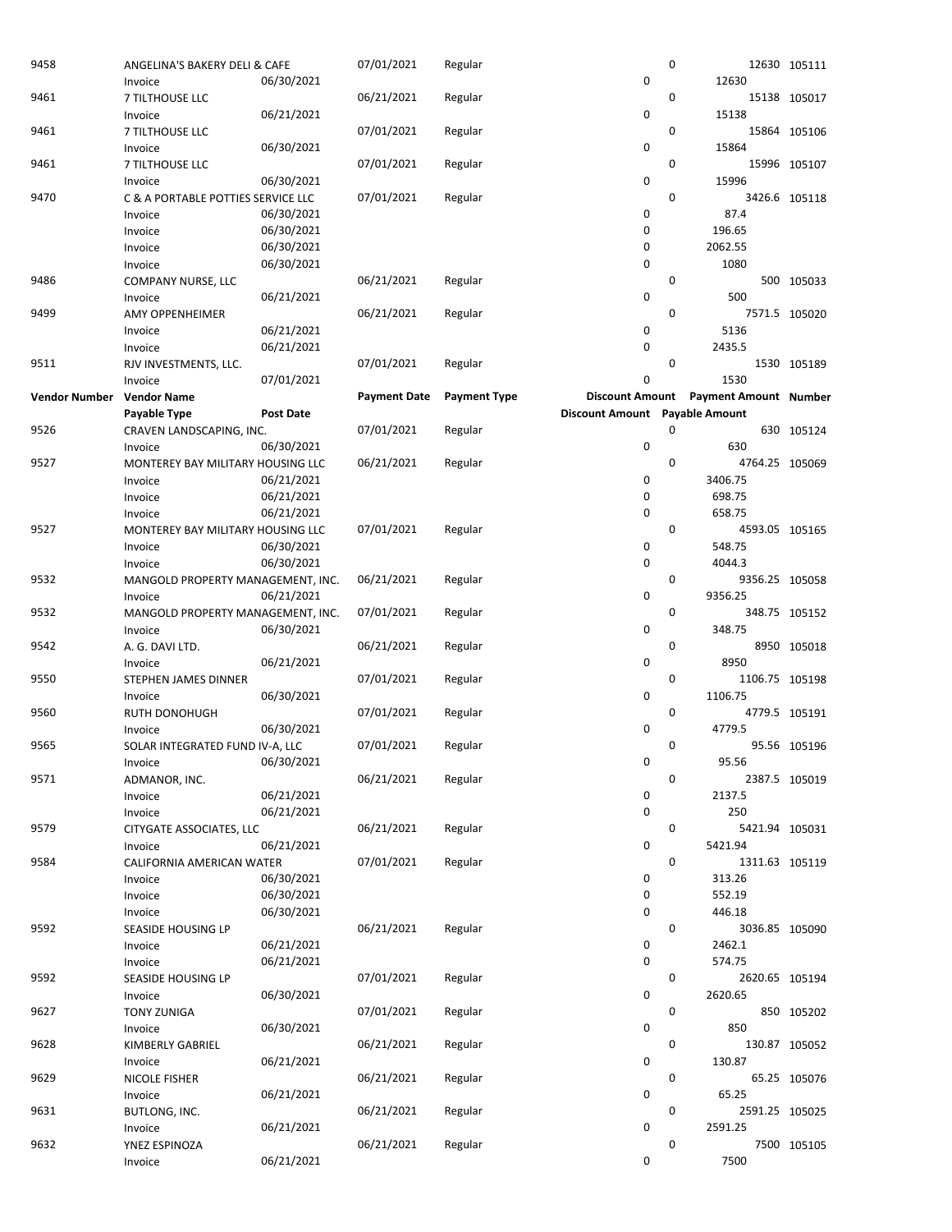| Vendor Number | Vendor Name | | Payment Date | Payment Type | Discount Amount | Payment Amount | Number |
|---|---|---|---|---|---|---|---|
| | Payable Type | Post Date | | | Discount Amount | Payable Amount | |
| 9458 | ANGELINA'S BAKERY DELI & CAFE | | 07/01/2021 | Regular | 0 | 12630 | 105111 |
| | Invoice | 06/30/2021 | | | 0 | 12630 | |
| 9461 | 7 TILTHOUSE LLC | | 06/21/2021 | Regular | 0 | 15138 | 105017 |
| | Invoice | 06/21/2021 | | | 0 | 15138 | |
| 9461 | 7 TILTHOUSE LLC | | 07/01/2021 | Regular | 0 | 15864 | 105106 |
| | Invoice | 06/30/2021 | | | 0 | 15864 | |
| 9461 | 7 TILTHOUSE LLC | | 07/01/2021 | Regular | 0 | 15996 | 105107 |
| | Invoice | 06/30/2021 | | | 0 | 15996 | |
| 9470 | C & A PORTABLE POTTIES SERVICE LLC | | 07/01/2021 | Regular | 0 | 3426.6 | 105118 |
| | Invoice | 06/30/2021 | | | 0 | 87.4 | |
| | Invoice | 06/30/2021 | | | 0 | 196.65 | |
| | Invoice | 06/30/2021 | | | 0 | 2062.55 | |
| | Invoice | 06/30/2021 | | | 0 | 1080 | |
| 9486 | COMPANY NURSE, LLC | | 06/21/2021 | Regular | 0 | 500 | 105033 |
| | Invoice | 06/21/2021 | | | 0 | 500 | |
| 9499 | AMY OPPENHEIMER | | 06/21/2021 | Regular | 0 | 7571.5 | 105020 |
| | Invoice | 06/21/2021 | | | 0 | 5136 | |
| | Invoice | 06/21/2021 | | | 0 | 2435.5 | |
| 9511 | RJV INVESTMENTS, LLC. | | 07/01/2021 | Regular | 0 | 1530 | 105189 |
| | Invoice | 07/01/2021 | | | 0 | 1530 | |
| 9526 | CRAVEN LANDSCAPING, INC. | | 07/01/2021 | Regular | 0 | 630 | 105124 |
| | Invoice | 06/30/2021 | | | 0 | 630 | |
| 9527 | MONTEREY BAY MILITARY HOUSING LLC | | 06/21/2021 | Regular | 0 | 4764.25 | 105069 |
| | Invoice | 06/21/2021 | | | 0 | 3406.75 | |
| | Invoice | 06/21/2021 | | | 0 | 698.75 | |
| | Invoice | 06/21/2021 | | | 0 | 658.75 | |
| 9527 | MONTEREY BAY MILITARY HOUSING LLC | | 07/01/2021 | Regular | 0 | 4593.05 | 105165 |
| | Invoice | 06/30/2021 | | | 0 | 548.75 | |
| | Invoice | 06/30/2021 | | | 0 | 4044.3 | |
| 9532 | MANGOLD PROPERTY MANAGEMENT, INC. | | 06/21/2021 | Regular | 0 | 9356.25 | 105058 |
| | Invoice | 06/21/2021 | | | 0 | 9356.25 | |
| 9532 | MANGOLD PROPERTY MANAGEMENT, INC. | | 07/01/2021 | Regular | 0 | 348.75 | 105152 |
| | Invoice | 06/30/2021 | | | 0 | 348.75 | |
| 9542 | A. G. DAVI LTD. | | 06/21/2021 | Regular | 0 | 8950 | 105018 |
| | Invoice | 06/21/2021 | | | 0 | 8950 | |
| 9550 | STEPHEN JAMES DINNER | | 07/01/2021 | Regular | 0 | 1106.75 | 105198 |
| | Invoice | 06/30/2021 | | | 0 | 1106.75 | |
| 9560 | RUTH DONOHUGH | | 07/01/2021 | Regular | 0 | 4779.5 | 105191 |
| | Invoice | 06/30/2021 | | | 0 | 4779.5 | |
| 9565 | SOLAR INTEGRATED FUND IV-A, LLC | | 07/01/2021 | Regular | 0 | 95.56 | 105196 |
| | Invoice | 06/30/2021 | | | 0 | 95.56 | |
| 9571 | ADMANOR, INC. | | 06/21/2021 | Regular | 0 | 2387.5 | 105019 |
| | Invoice | 06/21/2021 | | | 0 | 2137.5 | |
| | Invoice | 06/21/2021 | | | 0 | 250 | |
| 9579 | CITYGATE ASSOCIATES, LLC | | 06/21/2021 | Regular | 0 | 5421.94 | 105031 |
| | Invoice | 06/21/2021 | | | 0 | 5421.94 | |
| 9584 | CALIFORNIA AMERICAN WATER | | 07/01/2021 | Regular | 0 | 1311.63 | 105119 |
| | Invoice | 06/30/2021 | | | 0 | 313.26 | |
| | Invoice | 06/30/2021 | | | 0 | 552.19 | |
| | Invoice | 06/30/2021 | | | 0 | 446.18 | |
| 9592 | SEASIDE HOUSING LP | | 06/21/2021 | Regular | 0 | 3036.85 | 105090 |
| | Invoice | 06/21/2021 | | | 0 | 2462.1 | |
| | Invoice | 06/21/2021 | | | 0 | 574.75 | |
| 9592 | SEASIDE HOUSING LP | | 07/01/2021 | Regular | 0 | 2620.65 | 105194 |
| | Invoice | 06/30/2021 | | | 0 | 2620.65 | |
| 9627 | TONY ZUNIGA | | 07/01/2021 | Regular | 0 | 850 | 105202 |
| | Invoice | 06/30/2021 | | | 0 | 850 | |
| 9628 | KIMBERLY GABRIEL | | 06/21/2021 | Regular | 0 | 130.87 | 105052 |
| | Invoice | 06/21/2021 | | | 0 | 130.87 | |
| 9629 | NICOLE FISHER | | 06/21/2021 | Regular | 0 | 65.25 | 105076 |
| | Invoice | 06/21/2021 | | | 0 | 65.25 | |
| 9631 | BUTLONG, INC. | | 06/21/2021 | Regular | 0 | 2591.25 | 105025 |
| | Invoice | 06/21/2021 | | | 0 | 2591.25 | |
| 9632 | YNEZ ESPINOZA | | 06/21/2021 | Regular | 0 | 7500 | 105105 |
| | Invoice | 06/21/2021 | | | 0 | 7500 | |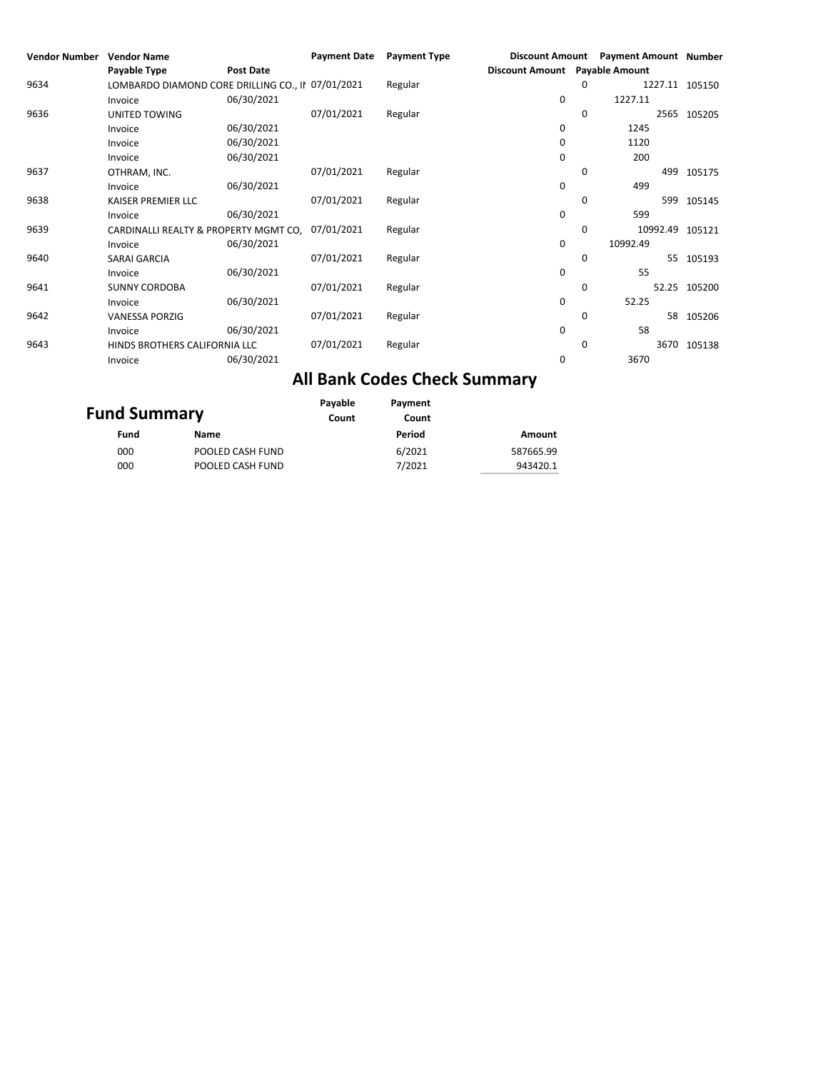| Vendor Number | Vendor Name | | Payment Date | Payment Type | Discount Amount | Payment Amount | Number |
|---|---|---|---|---|---|---|---|
| | Payable Type | Post Date | | | Discount Amount | Payable Amount | |
| 9634 | LOMBARDO DIAMOND CORE DRILLING CO., II | | 07/01/2021 | Regular | 0 | 1227.11 | 105150 |
| | Invoice | 06/30/2021 | | | 0 | 1227.11 | |
| 9636 | UNITED TOWING | | 07/01/2021 | Regular | 0 | 2565 | 105205 |
| | Invoice | 06/30/2021 | | | 0 | 1245 | |
| | Invoice | 06/30/2021 | | | 0 | 1120 | |
| | Invoice | 06/30/2021 | | | 0 | 200 | |
| 9637 | OTHRAM, INC. | | 07/01/2021 | Regular | 0 | 499 | 105175 |
| | Invoice | 06/30/2021 | | | 0 | 499 | |
| 9638 | KAISER PREMIER LLC | | 07/01/2021 | Regular | 0 | 599 | 105145 |
| | Invoice | 06/30/2021 | | | 0 | 599 | |
| 9639 | CARDINALLI REALTY & PROPERTY MGMT CO, | | 07/01/2021 | Regular | 0 | 10992.49 | 105121 |
| | Invoice | 06/30/2021 | | | 0 | 10992.49 | |
| 9640 | SARAI GARCIA | | 07/01/2021 | Regular | 0 | 55 | 105193 |
| | Invoice | 06/30/2021 | | | 0 | 55 | |
| 9641 | SUNNY CORDOBA | | 07/01/2021 | Regular | 0 | 52.25 | 105200 |
| | Invoice | 06/30/2021 | | | 0 | 52.25 | |
| 9642 | VANESSA PORZIG | | 07/01/2021 | Regular | 0 | 58 | 105206 |
| | Invoice | 06/30/2021 | | | 0 | 58 | |
| 9643 | HINDS BROTHERS CALIFORNIA LLC | | 07/01/2021 | Regular | 0 | 3670 | 105138 |
| | Invoice | 06/30/2021 | | | 0 | 3670 | |

# All Bank Codes Check Summary

## Fund Summary

| Fund | Name | Payable Count | Payment Count / Period | Amount |
|---|---|---|---|---|
| 000 | POOLED CASH FUND | | 6/2021 | 587665.99 |
| 000 | POOLED CASH FUND | | 7/2021 | 943420.1 |